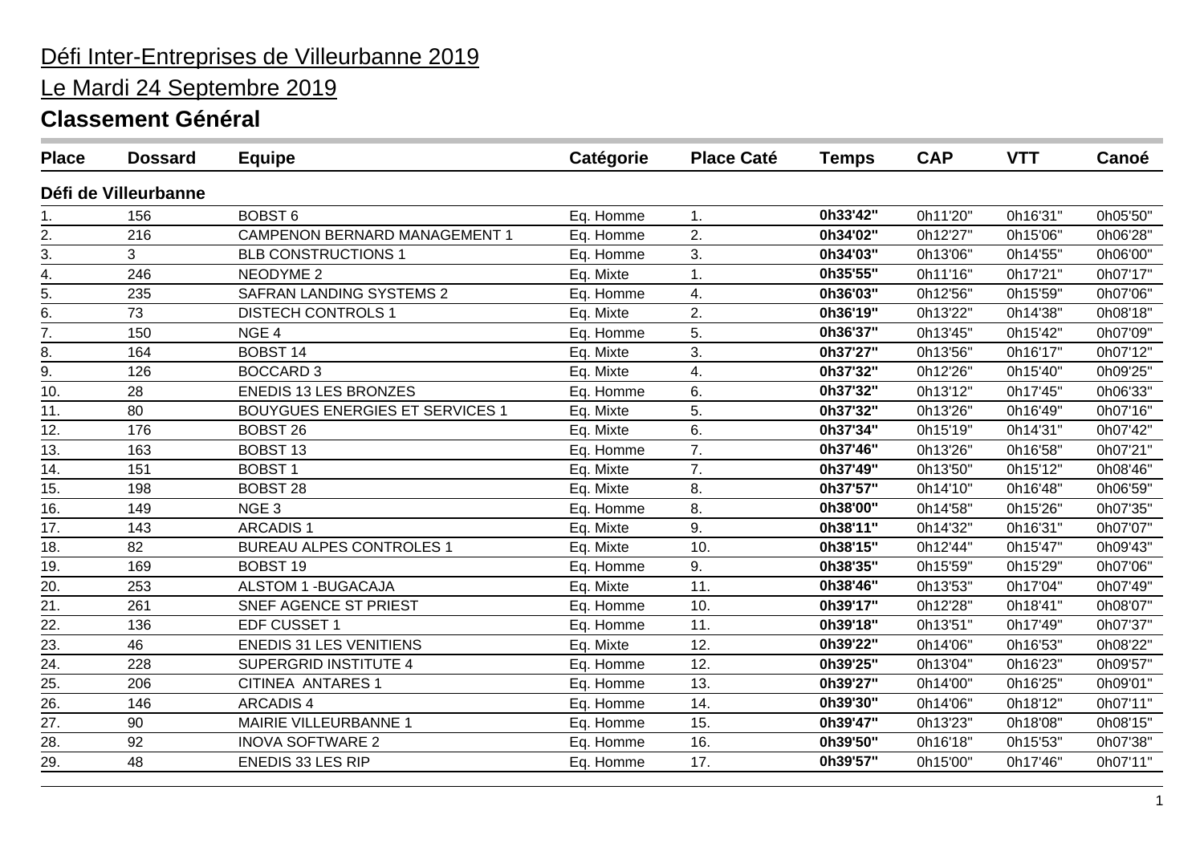Défi Inter-Entreprises de Villeurbanne 2019

Le Mardi 24 Septembre 2019

## Classement Général

| Place | Dossard | Equipe | Catégorie | Place Caté | Temps | CAP | VTT | Canoé |
|---|---|---|---|---|---|---|---|---|
| **Défi de Villeurbanne** | | | | | | | | |
| 1. | 156 | BOBST 6 | Eq. Homme | 1. | **0h33'42"** | 0h11'20" | 0h16'31" | 0h05'50" |
| 2. | 216 | CAMPENON BERNARD MANAGEMENT 1 | Eq. Homme | 2. | **0h34'02"** | 0h12'27" | 0h15'06" | 0h06'28" |
| 3. | 3 | BLB CONSTRUCTIONS 1 | Eq. Homme | 3. | **0h34'03"** | 0h13'06" | 0h14'55" | 0h06'00" |
| 4. | 246 | NEODYME 2 | Eq. Mixte | 1. | **0h35'55"** | 0h11'16" | 0h17'21" | 0h07'17" |
| 5. | 235 | SAFRAN LANDING SYSTEMS 2 | Eq. Homme | 4. | **0h36'03"** | 0h12'56" | 0h15'59" | 0h07'06" |
| 6. | 73 | DISTECH CONTROLS 1 | Eq. Mixte | 2. | **0h36'19"** | 0h13'22" | 0h14'38" | 0h08'18" |
| 7. | 150 | NGE 4 | Eq. Homme | 5. | **0h36'37"** | 0h13'45" | 0h15'42" | 0h07'09" |
| 8. | 164 | BOBST 14 | Eq. Mixte | 3. | **0h37'27"** | 0h13'56" | 0h16'17" | 0h07'12" |
| 9. | 126 | BOCCARD 3 | Eq. Mixte | 4. | **0h37'32"** | 0h12'26" | 0h15'40" | 0h09'25" |
| 10. | 28 | ENEDIS 13 LES BRONZES | Eq. Homme | 6. | **0h37'32"** | 0h13'12" | 0h17'45" | 0h06'33" |
| 11. | 80 | BOUYGUES ENERGIES ET SERVICES 1 | Eq. Mixte | 5. | **0h37'32"** | 0h13'26" | 0h16'49" | 0h07'16" |
| 12. | 176 | BOBST 26 | Eq. Mixte | 6. | **0h37'34"** | 0h15'19" | 0h14'31" | 0h07'42" |
| 13. | 163 | BOBST 13 | Eq. Homme | 7. | **0h37'46"** | 0h13'26" | 0h16'58" | 0h07'21" |
| 14. | 151 | BOBST 1 | Eq. Mixte | 7. | **0h37'49"** | 0h13'50" | 0h15'12" | 0h08'46" |
| 15. | 198 | BOBST 28 | Eq. Mixte | 8. | **0h37'57"** | 0h14'10" | 0h16'48" | 0h06'59" |
| 16. | 149 | NGE 3 | Eq. Homme | 8. | **0h38'00"** | 0h14'58" | 0h15'26" | 0h07'35" |
| 17. | 143 | ARCADIS 1 | Eq. Mixte | 9. | **0h38'11"** | 0h14'32" | 0h16'31" | 0h07'07" |
| 18. | 82 | BUREAU ALPES CONTROLES 1 | Eq. Mixte | 10. | **0h38'15"** | 0h12'44" | 0h15'47" | 0h09'43" |
| 19. | 169 | BOBST 19 | Eq. Homme | 9. | **0h38'35"** | 0h15'59" | 0h15'29" | 0h07'06" |
| 20. | 253 | ALSTOM 1 -BUGACAJA | Eq. Mixte | 11. | **0h38'46"** | 0h13'53" | 0h17'04" | 0h07'49" |
| 21. | 261 | SNEF AGENCE ST PRIEST | Eq. Homme | 10. | **0h39'17"** | 0h12'28" | 0h18'41" | 0h08'07" |
| 22. | 136 | EDF CUSSET 1 | Eq. Homme | 11. | **0h39'18"** | 0h13'51" | 0h17'49" | 0h07'37" |
| 23. | 46 | ENEDIS 31 LES VENITIENS | Eq. Mixte | 12. | **0h39'22"** | 0h14'06" | 0h16'53" | 0h08'22" |
| 24. | 228 | SUPERGRID INSTITUTE 4 | Eq. Homme | 12. | **0h39'25"** | 0h13'04" | 0h16'23" | 0h09'57" |
| 25. | 206 | CITINEA ANTARES 1 | Eq. Homme | 13. | **0h39'27"** | 0h14'00" | 0h16'25" | 0h09'01" |
| 26. | 146 | ARCADIS 4 | Eq. Homme | 14. | **0h39'30"** | 0h14'06" | 0h18'12" | 0h07'11" |
| 27. | 90 | MAIRIE VILLEURBANNE 1 | Eq. Homme | 15. | **0h39'47"** | 0h13'23" | 0h18'08" | 0h08'15" |
| 28. | 92 | INOVA SOFTWARE 2 | Eq. Homme | 16. | **0h39'50"** | 0h16'18" | 0h15'53" | 0h07'38" |
| 29. | 48 | ENEDIS 33 LES RIP | Eq. Homme | 17. | **0h39'57"** | 0h15'00" | 0h17'46" | 0h07'11" |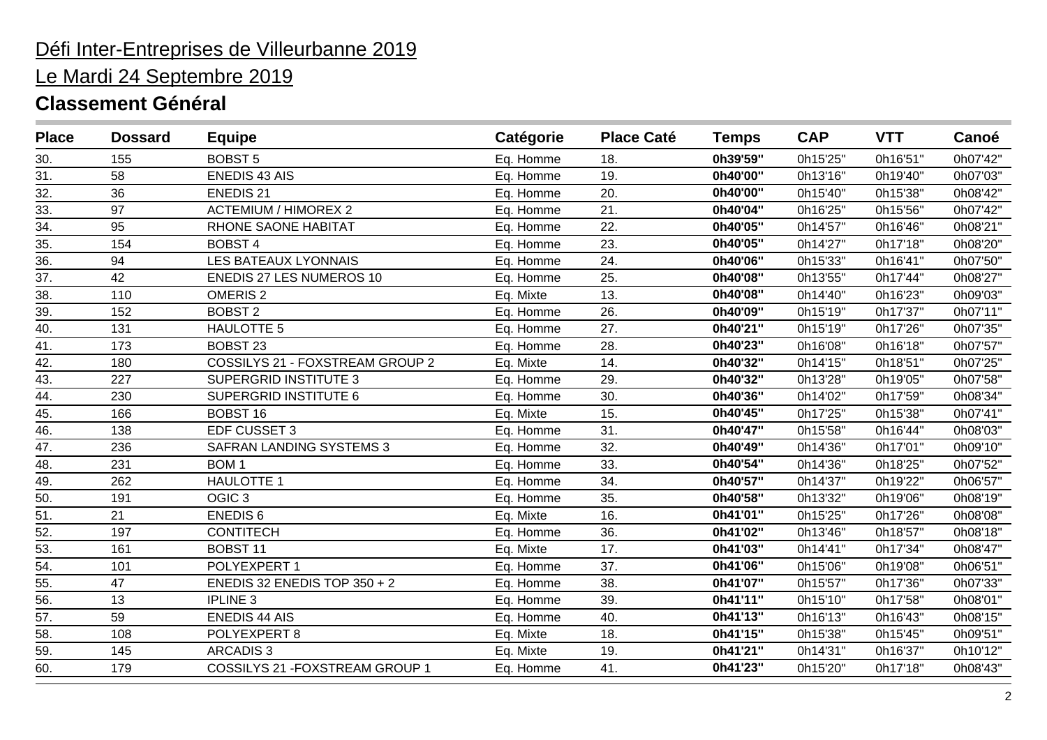Défi Inter-Entreprises de Villeurbanne 2019

Le Mardi 24 Septembre 2019

## Classement Général

| Place | Dossard | Equipe | Catégorie | Place Caté | Temps | CAP | VTT | Canoé |
|---|---|---|---|---|---|---|---|---|
| 30. | 155 | BOBST 5 | Eq. Homme | 18. | **0h39'59"** | 0h15'25" | 0h16'51" | 0h07'42" |
| 31. | 58 | ENEDIS 43 AIS | Eq. Homme | 19. | **0h40'00"** | 0h13'16" | 0h19'40" | 0h07'03" |
| 32. | 36 | ENEDIS 21 | Eq. Homme | 20. | **0h40'00"** | 0h15'40" | 0h15'38" | 0h08'42" |
| 33. | 97 | ACTEMIUM / HIMOREX 2 | Eq. Homme | 21. | **0h40'04"** | 0h16'25" | 0h15'56" | 0h07'42" |
| 34. | 95 | RHONE SAONE HABITAT | Eq. Homme | 22. | **0h40'05"** | 0h14'57" | 0h16'46" | 0h08'21" |
| 35. | 154 | BOBST 4 | Eq. Homme | 23. | **0h40'05"** | 0h14'27" | 0h17'18" | 0h08'20" |
| 36. | 94 | LES BATEAUX LYONNAIS | Eq. Homme | 24. | **0h40'06"** | 0h15'33" | 0h16'41" | 0h07'50" |
| 37. | 42 | ENEDIS 27 LES NUMEROS 10 | Eq. Homme | 25. | **0h40'08"** | 0h13'55" | 0h17'44" | 0h08'27" |
| 38. | 110 | OMERIS 2 | Eq. Mixte | 13. | **0h40'08"** | 0h14'40" | 0h16'23" | 0h09'03" |
| 39. | 152 | BOBST 2 | Eq. Homme | 26. | **0h40'09"** | 0h15'19" | 0h17'37" | 0h07'11" |
| 40. | 131 | HAULOTTE 5 | Eq. Homme | 27. | **0h40'21"** | 0h15'19" | 0h17'26" | 0h07'35" |
| 41. | 173 | BOBST 23 | Eq. Homme | 28. | **0h40'23"** | 0h16'08" | 0h16'18" | 0h07'57" |
| 42. | 180 | COSSILYS 21 - FOXSTREAM GROUP 2 | Eq. Mixte | 14. | **0h40'32"** | 0h14'15" | 0h18'51" | 0h07'25" |
| 43. | 227 | SUPERGRID INSTITUTE 3 | Eq. Homme | 29. | **0h40'32"** | 0h13'28" | 0h19'05" | 0h07'58" |
| 44. | 230 | SUPERGRID INSTITUTE 6 | Eq. Homme | 30. | **0h40'36"** | 0h14'02" | 0h17'59" | 0h08'34" |
| 45. | 166 | BOBST 16 | Eq. Mixte | 15. | **0h40'45"** | 0h17'25" | 0h15'38" | 0h07'41" |
| 46. | 138 | EDF CUSSET 3 | Eq. Homme | 31. | **0h40'47"** | 0h15'58" | 0h16'44" | 0h08'03" |
| 47. | 236 | SAFRAN LANDING SYSTEMS 3 | Eq. Homme | 32. | **0h40'49"** | 0h14'36" | 0h17'01" | 0h09'10" |
| 48. | 231 | BOM 1 | Eq. Homme | 33. | **0h40'54"** | 0h14'36" | 0h18'25" | 0h07'52" |
| 49. | 262 | HAULOTTE 1 | Eq. Homme | 34. | **0h40'57"** | 0h14'37" | 0h19'22" | 0h06'57" |
| 50. | 191 | OGIC 3 | Eq. Homme | 35. | **0h40'58"** | 0h13'32" | 0h19'06" | 0h08'19" |
| 51. | 21 | ENEDIS 6 | Eq. Mixte | 16. | **0h41'01"** | 0h15'25" | 0h17'26" | 0h08'08" |
| 52. | 197 | CONTITECH | Eq. Homme | 36. | **0h41'02"** | 0h13'46" | 0h18'57" | 0h08'18" |
| 53. | 161 | BOBST 11 | Eq. Mixte | 17. | **0h41'03"** | 0h14'41" | 0h17'34" | 0h08'47" |
| 54. | 101 | POLYEXPERT 1 | Eq. Homme | 37. | **0h41'06"** | 0h15'06" | 0h19'08" | 0h06'51" |
| 55. | 47 | ENEDIS 32 ENEDIS TOP 350 + 2 | Eq. Homme | 38. | **0h41'07"** | 0h15'57" | 0h17'36" | 0h07'33" |
| 56. | 13 | IPLINE 3 | Eq. Homme | 39. | **0h41'11"** | 0h15'10" | 0h17'58" | 0h08'01" |
| 57. | 59 | ENEDIS 44 AIS | Eq. Homme | 40. | **0h41'13"** | 0h16'13" | 0h16'43" | 0h08'15" |
| 58. | 108 | POLYEXPERT 8 | Eq. Mixte | 18. | **0h41'15"** | 0h15'38" | 0h15'45" | 0h09'51" |
| 59. | 145 | ARCADIS 3 | Eq. Mixte | 19. | **0h41'21"** | 0h14'31" | 0h16'37" | 0h10'12" |
| 60. | 179 | COSSILYS 21 -FOXSTREAM GROUP 1 | Eq. Homme | 41. | **0h41'23"** | 0h15'20" | 0h17'18" | 0h08'43" |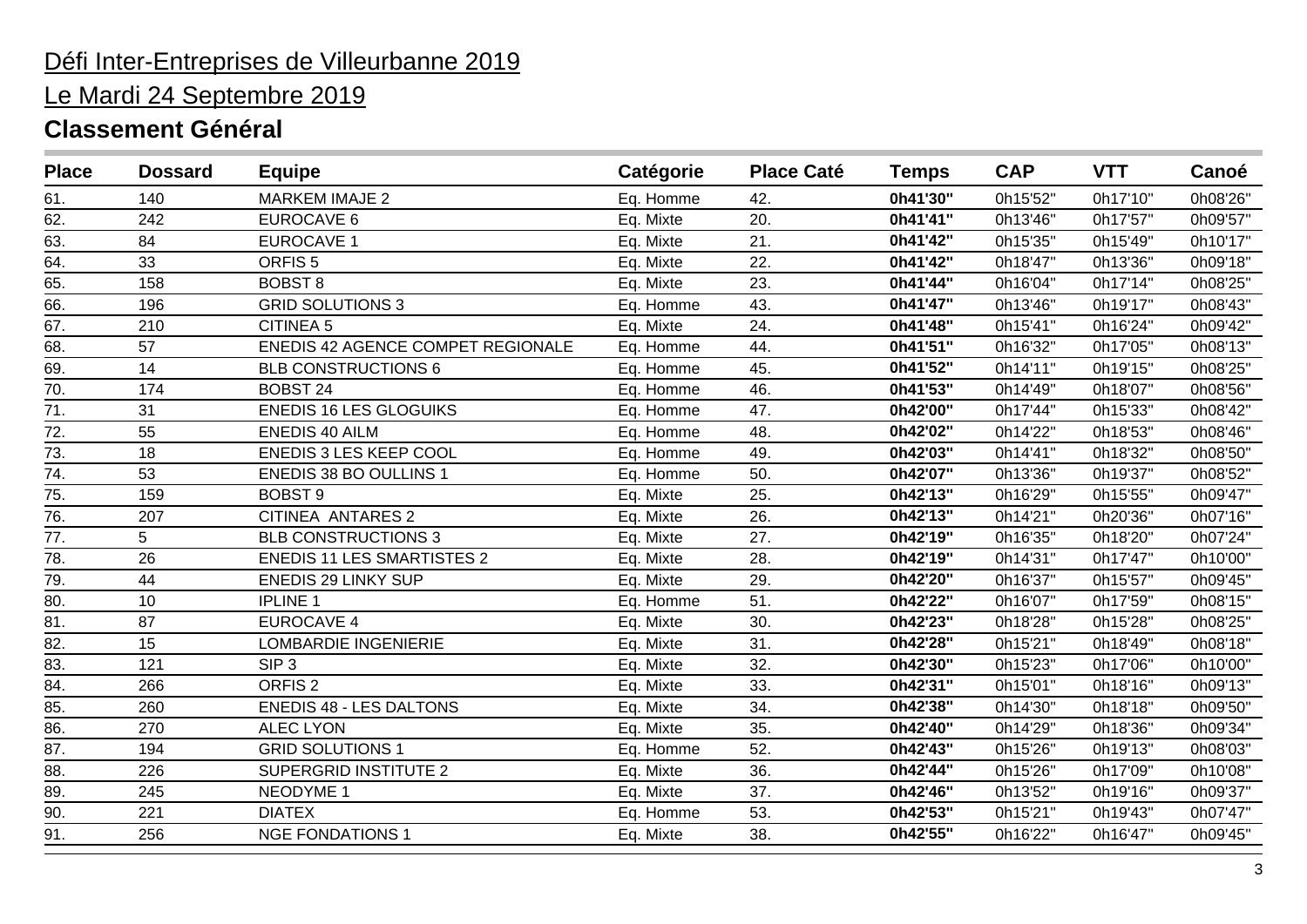Défi Inter-Entreprises de Villeurbanne 2019

Le Mardi 24 Septembre 2019

## Classement Général

| Place | Dossard | Equipe | Catégorie | Place Caté | Temps | CAP | VTT | Canoé |
|---|---|---|---|---|---|---|---|---|
| 61. | 140 | MARKEM IMAJE 2 | Eq. Homme | 42. | **0h41'30"** | 0h15'52" | 0h17'10" | 0h08'26" |
| 62. | 242 | EUROCAVE 6 | Eq. Mixte | 20. | **0h41'41"** | 0h13'46" | 0h17'57" | 0h09'57" |
| 63. | 84 | EUROCAVE 1 | Eq. Mixte | 21. | **0h41'42"** | 0h15'35" | 0h15'49" | 0h10'17" |
| 64. | 33 | ORFIS 5 | Eq. Mixte | 22. | **0h41'42"** | 0h18'47" | 0h13'36" | 0h09'18" |
| 65. | 158 | BOBST 8 | Eq. Mixte | 23. | **0h41'44"** | 0h16'04" | 0h17'14" | 0h08'25" |
| 66. | 196 | GRID SOLUTIONS 3 | Eq. Homme | 43. | **0h41'47"** | 0h13'46" | 0h19'17" | 0h08'43" |
| 67. | 210 | CITINEA 5 | Eq. Mixte | 24. | **0h41'48"** | 0h15'41" | 0h16'24" | 0h09'42" |
| 68. | 57 | ENEDIS 42 AGENCE COMPET REGIONALE | Eq. Homme | 44. | **0h41'51"** | 0h16'32" | 0h17'05" | 0h08'13" |
| 69. | 14 | BLB CONSTRUCTIONS 6 | Eq. Homme | 45. | **0h41'52"** | 0h14'11" | 0h19'15" | 0h08'25" |
| 70. | 174 | BOBST 24 | Eq. Homme | 46. | **0h41'53"** | 0h14'49" | 0h18'07" | 0h08'56" |
| 71. | 31 | ENEDIS 16 LES GLOGUIKS | Eq. Homme | 47. | **0h42'00"** | 0h17'44" | 0h15'33" | 0h08'42" |
| 72. | 55 | ENEDIS 40 AILM | Eq. Homme | 48. | **0h42'02"** | 0h14'22" | 0h18'53" | 0h08'46" |
| 73. | 18 | ENEDIS 3 LES KEEP COOL | Eq. Homme | 49. | **0h42'03"** | 0h14'41" | 0h18'32" | 0h08'50" |
| 74. | 53 | ENEDIS 38 BO OULLINS 1 | Eq. Homme | 50. | **0h42'07"** | 0h13'36" | 0h19'37" | 0h08'52" |
| 75. | 159 | BOBST 9 | Eq. Mixte | 25. | **0h42'13"** | 0h16'29" | 0h15'55" | 0h09'47" |
| 76. | 207 | CITINEA ANTARES 2 | Eq. Mixte | 26. | **0h42'13"** | 0h14'21" | 0h20'36" | 0h07'16" |
| 77. | 5 | BLB CONSTRUCTIONS 3 | Eq. Mixte | 27. | **0h42'19"** | 0h16'35" | 0h18'20" | 0h07'24" |
| 78. | 26 | ENEDIS 11 LES SMARTISTES 2 | Eq. Mixte | 28. | **0h42'19"** | 0h14'31" | 0h17'47" | 0h10'00" |
| 79. | 44 | ENEDIS 29 LINKY SUP | Eq. Mixte | 29. | **0h42'20"** | 0h16'37" | 0h15'57" | 0h09'45" |
| 80. | 10 | IPLINE 1 | Eq. Homme | 51. | **0h42'22"** | 0h16'07" | 0h17'59" | 0h08'15" |
| 81. | 87 | EUROCAVE 4 | Eq. Mixte | 30. | **0h42'23"** | 0h18'28" | 0h15'28" | 0h08'25" |
| 82. | 15 | LOMBARDIE INGENIERIE | Eq. Mixte | 31. | **0h42'28"** | 0h15'21" | 0h18'49" | 0h08'18" |
| 83. | 121 | SIP 3 | Eq. Mixte | 32. | **0h42'30"** | 0h15'23" | 0h17'06" | 0h10'00" |
| 84. | 266 | ORFIS 2 | Eq. Mixte | 33. | **0h42'31"** | 0h15'01" | 0h18'16" | 0h09'13" |
| 85. | 260 | ENEDIS 48 - LES DALTONS | Eq. Mixte | 34. | **0h42'38"** | 0h14'30" | 0h18'18" | 0h09'50" |
| 86. | 270 | ALEC LYON | Eq. Mixte | 35. | **0h42'40"** | 0h14'29" | 0h18'36" | 0h09'34" |
| 87. | 194 | GRID SOLUTIONS 1 | Eq. Homme | 52. | **0h42'43"** | 0h15'26" | 0h19'13" | 0h08'03" |
| 88. | 226 | SUPERGRID INSTITUTE 2 | Eq. Mixte | 36. | **0h42'44"** | 0h15'26" | 0h17'09" | 0h10'08" |
| 89. | 245 | NEODYME 1 | Eq. Mixte | 37. | **0h42'46"** | 0h13'52" | 0h19'16" | 0h09'37" |
| 90. | 221 | DIATEX | Eq. Homme | 53. | **0h42'53"** | 0h15'21" | 0h19'43" | 0h07'47" |
| 91. | 256 | NGE FONDATIONS 1 | Eq. Mixte | 38. | **0h42'55"** | 0h16'22" | 0h16'47" | 0h09'45" |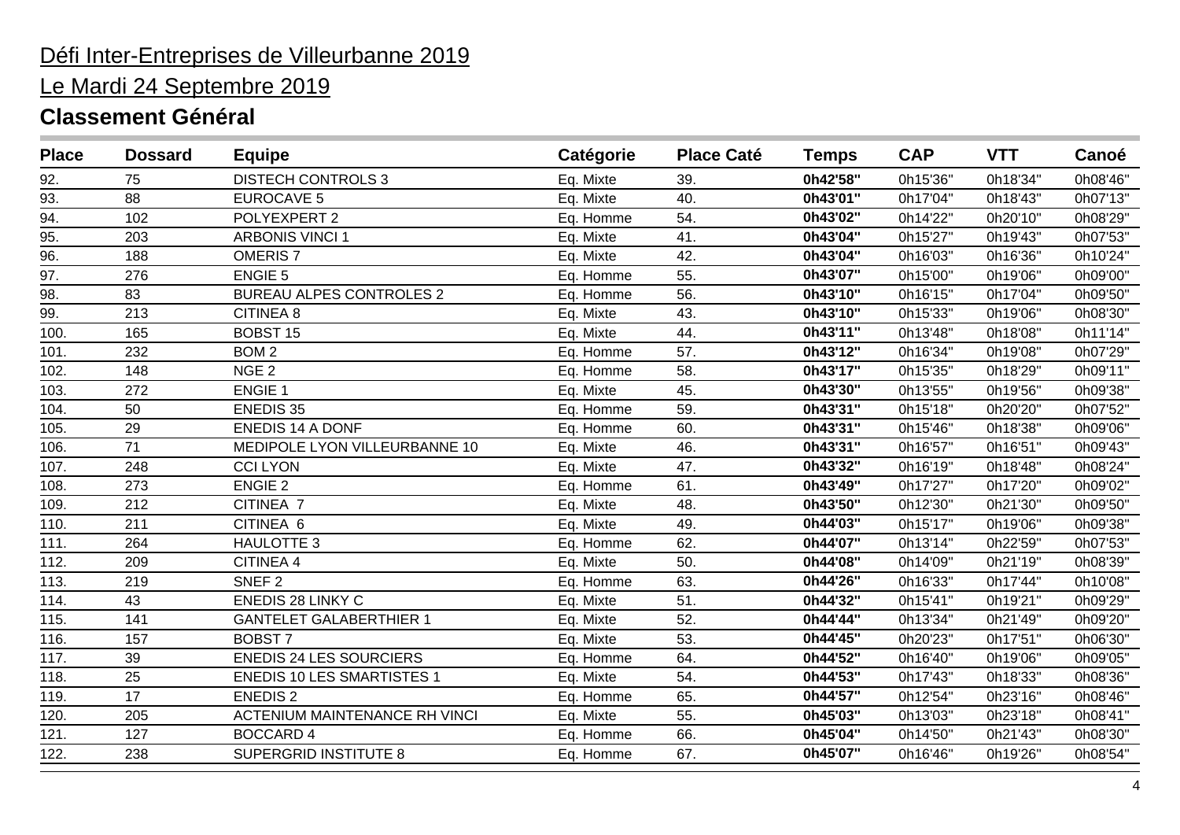Défi Inter-Entreprises de Villeurbanne 2019

Le Mardi 24 Septembre 2019

## Classement Général

| Place | Dossard | Equipe | Catégorie | Place Caté | Temps | CAP | VTT | Canoé |
|---|---|---|---|---|---|---|---|---|
| 92. | 75 | DISTECH CONTROLS 3 | Eq. Mixte | 39. | **0h42'58"** | 0h15'36" | 0h18'34" | 0h08'46" |
| 93. | 88 | EUROCAVE 5 | Eq. Mixte | 40. | **0h43'01"** | 0h17'04" | 0h18'43" | 0h07'13" |
| 94. | 102 | POLYEXPERT 2 | Eq. Homme | 54. | **0h43'02"** | 0h14'22" | 0h20'10" | 0h08'29" |
| 95. | 203 | ARBONIS VINCI 1 | Eq. Mixte | 41. | **0h43'04"** | 0h15'27" | 0h19'43" | 0h07'53" |
| 96. | 188 | OMERIS 7 | Eq. Mixte | 42. | **0h43'04"** | 0h16'03" | 0h16'36" | 0h10'24" |
| 97. | 276 | ENGIE 5 | Eq. Homme | 55. | **0h43'07"** | 0h15'00" | 0h19'06" | 0h09'00" |
| 98. | 83 | BUREAU ALPES CONTROLES 2 | Eq. Homme | 56. | **0h43'10"** | 0h16'15" | 0h17'04" | 0h09'50" |
| 99. | 213 | CITINEA 8 | Eq. Mixte | 43. | **0h43'10"** | 0h15'33" | 0h19'06" | 0h08'30" |
| 100. | 165 | BOBST 15 | Eq. Mixte | 44. | **0h43'11"** | 0h13'48" | 0h18'08" | 0h11'14" |
| 101. | 232 | BOM 2 | Eq. Homme | 57. | **0h43'12"** | 0h16'34" | 0h19'08" | 0h07'29" |
| 102. | 148 | NGE 2 | Eq. Homme | 58. | **0h43'17"** | 0h15'35" | 0h18'29" | 0h09'11" |
| 103. | 272 | ENGIE 1 | Eq. Mixte | 45. | **0h43'30"** | 0h13'55" | 0h19'56" | 0h09'38" |
| 104. | 50 | ENEDIS 35 | Eq. Homme | 59. | **0h43'31"** | 0h15'18" | 0h20'20" | 0h07'52" |
| 105. | 29 | ENEDIS 14 A DONF | Eq. Homme | 60. | **0h43'31"** | 0h15'46" | 0h18'38" | 0h09'06" |
| 106. | 71 | MEDIPOLE LYON VILLEURBANNE 10 | Eq. Mixte | 46. | **0h43'31"** | 0h16'57" | 0h16'51" | 0h09'43" |
| 107. | 248 | CCI LYON | Eq. Mixte | 47. | **0h43'32"** | 0h16'19" | 0h18'48" | 0h08'24" |
| 108. | 273 | ENGIE 2 | Eq. Homme | 61. | **0h43'49"** | 0h17'27" | 0h17'20" | 0h09'02" |
| 109. | 212 | CITINEA 7 | Eq. Mixte | 48. | **0h43'50"** | 0h12'30" | 0h21'30" | 0h09'50" |
| 110. | 211 | CITINEA 6 | Eq. Mixte | 49. | **0h44'03"** | 0h15'17" | 0h19'06" | 0h09'38" |
| 111. | 264 | HAULOTTE 3 | Eq. Homme | 62. | **0h44'07"** | 0h13'14" | 0h22'59" | 0h07'53" |
| 112. | 209 | CITINEA 4 | Eq. Mixte | 50. | **0h44'08"** | 0h14'09" | 0h21'19" | 0h08'39" |
| 113. | 219 | SNEF 2 | Eq. Homme | 63. | **0h44'26"** | 0h16'33" | 0h17'44" | 0h10'08" |
| 114. | 43 | ENEDIS 28 LINKY C | Eq. Mixte | 51. | **0h44'32"** | 0h15'41" | 0h19'21" | 0h09'29" |
| 115. | 141 | GANTELET GALABERTHIER 1 | Eq. Mixte | 52. | **0h44'44"** | 0h13'34" | 0h21'49" | 0h09'20" |
| 116. | 157 | BOBST 7 | Eq. Mixte | 53. | **0h44'45"** | 0h20'23" | 0h17'51" | 0h06'30" |
| 117. | 39 | ENEDIS 24 LES SOURCIERS | Eq. Homme | 64. | **0h44'52"** | 0h16'40" | 0h19'06" | 0h09'05" |
| 118. | 25 | ENEDIS 10 LES SMARTISTES 1 | Eq. Mixte | 54. | **0h44'53"** | 0h17'43" | 0h18'33" | 0h08'36" |
| 119. | 17 | ENEDIS 2 | Eq. Homme | 65. | **0h44'57"** | 0h12'54" | 0h23'16" | 0h08'46" |
| 120. | 205 | ACTENIUM MAINTENANCE RH VINCI | Eq. Mixte | 55. | **0h45'03"** | 0h13'03" | 0h23'18" | 0h08'41" |
| 121. | 127 | BOCCARD 4 | Eq. Homme | 66. | **0h45'04"** | 0h14'50" | 0h21'43" | 0h08'30" |
| 122. | 238 | SUPERGRID INSTITUTE 8 | Eq. Homme | 67. | **0h45'07"** | 0h16'46" | 0h19'26" | 0h08'54" |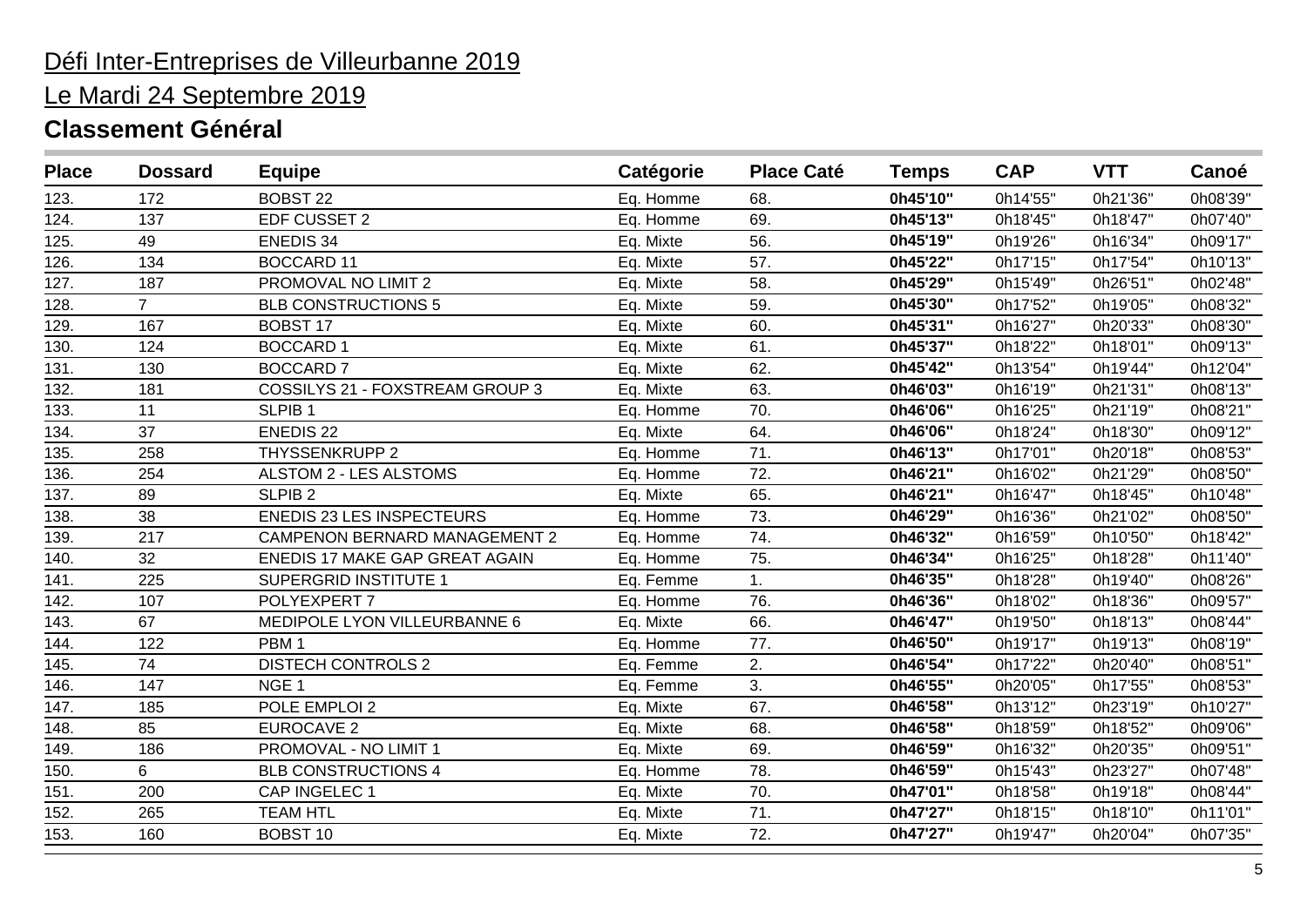Défi Inter-Entreprises de Villeurbanne 2019

Le Mardi 24 Septembre 2019

## Classement Général

| Place | Dossard | Equipe | Catégorie | Place Caté | Temps | CAP | VTT | Canoé |
|---|---|---|---|---|---|---|---|---|
| 123. | 172 | BOBST 22 | Eq. Homme | 68. | **0h45'10"** | 0h14'55" | 0h21'36" | 0h08'39" |
| 124. | 137 | EDF CUSSET 2 | Eq. Homme | 69. | **0h45'13"** | 0h18'45" | 0h18'47" | 0h07'40" |
| 125. | 49 | ENEDIS 34 | Eq. Mixte | 56. | **0h45'19"** | 0h19'26" | 0h16'34" | 0h09'17" |
| 126. | 134 | BOCCARD 11 | Eq. Mixte | 57. | **0h45'22"** | 0h17'15" | 0h17'54" | 0h10'13" |
| 127. | 187 | PROMOVAL NO LIMIT 2 | Eq. Mixte | 58. | **0h45'29"** | 0h15'49" | 0h26'51" | 0h02'48" |
| 128. | 7 | BLB CONSTRUCTIONS 5 | Eq. Mixte | 59. | **0h45'30"** | 0h17'52" | 0h19'05" | 0h08'32" |
| 129. | 167 | BOBST 17 | Eq. Mixte | 60. | **0h45'31"** | 0h16'27" | 0h20'33" | 0h08'30" |
| 130. | 124 | BOCCARD 1 | Eq. Mixte | 61. | **0h45'37"** | 0h18'22" | 0h18'01" | 0h09'13" |
| 131. | 130 | BOCCARD 7 | Eq. Mixte | 62. | **0h45'42"** | 0h13'54" | 0h19'44" | 0h12'04" |
| 132. | 181 | COSSILYS 21 - FOXSTREAM GROUP 3 | Eq. Mixte | 63. | **0h46'03"** | 0h16'19" | 0h21'31" | 0h08'13" |
| 133. | 11 | SLPIB 1 | Eq. Homme | 70. | **0h46'06"** | 0h16'25" | 0h21'19" | 0h08'21" |
| 134. | 37 | ENEDIS 22 | Eq. Mixte | 64. | **0h46'06"** | 0h18'24" | 0h18'30" | 0h09'12" |
| 135. | 258 | THYSSENKRUPP 2 | Eq. Homme | 71. | **0h46'13"** | 0h17'01" | 0h20'18" | 0h08'53" |
| 136. | 254 | ALSTOM 2 - LES ALSTOMS | Eq. Homme | 72. | **0h46'21"** | 0h16'02" | 0h21'29" | 0h08'50" |
| 137. | 89 | SLPIB 2 | Eq. Mixte | 65. | **0h46'21"** | 0h16'47" | 0h18'45" | 0h10'48" |
| 138. | 38 | ENEDIS 23 LES INSPECTEURS | Eq. Homme | 73. | **0h46'29"** | 0h16'36" | 0h21'02" | 0h08'50" |
| 139. | 217 | CAMPENON BERNARD MANAGEMENT 2 | Eq. Homme | 74. | **0h46'32"** | 0h16'59" | 0h10'50" | 0h18'42" |
| 140. | 32 | ENEDIS 17 MAKE GAP GREAT AGAIN | Eq. Homme | 75. | **0h46'34"** | 0h16'25" | 0h18'28" | 0h11'40" |
| 141. | 225 | SUPERGRID INSTITUTE 1 | Eq. Femme | 1. | **0h46'35"** | 0h18'28" | 0h19'40" | 0h08'26" |
| 142. | 107 | POLYEXPERT 7 | Eq. Homme | 76. | **0h46'36"** | 0h18'02" | 0h18'36" | 0h09'57" |
| 143. | 67 | MEDIPOLE LYON VILLEURBANNE 6 | Eq. Mixte | 66. | **0h46'47"** | 0h19'50" | 0h18'13" | 0h08'44" |
| 144. | 122 | PBM 1 | Eq. Homme | 77. | **0h46'50"** | 0h19'17" | 0h19'13" | 0h08'19" |
| 145. | 74 | DISTECH CONTROLS 2 | Eq. Femme | 2. | **0h46'54"** | 0h17'22" | 0h20'40" | 0h08'51" |
| 146. | 147 | NGE 1 | Eq. Femme | 3. | **0h46'55"** | 0h20'05" | 0h17'55" | 0h08'53" |
| 147. | 185 | POLE EMPLOI 2 | Eq. Mixte | 67. | **0h46'58"** | 0h13'12" | 0h23'19" | 0h10'27" |
| 148. | 85 | EUROCAVE 2 | Eq. Mixte | 68. | **0h46'58"** | 0h18'59" | 0h18'52" | 0h09'06" |
| 149. | 186 | PROMOVAL - NO LIMIT 1 | Eq. Mixte | 69. | **0h46'59"** | 0h16'32" | 0h20'35" | 0h09'51" |
| 150. | 6 | BLB CONSTRUCTIONS 4 | Eq. Homme | 78. | **0h46'59"** | 0h15'43" | 0h23'27" | 0h07'48" |
| 151. | 200 | CAP INGELEC 1 | Eq. Mixte | 70. | **0h47'01"** | 0h18'58" | 0h19'18" | 0h08'44" |
| 152. | 265 | TEAM HTL | Eq. Mixte | 71. | **0h47'27"** | 0h18'15" | 0h18'10" | 0h11'01" |
| 153. | 160 | BOBST 10 | Eq. Mixte | 72. | **0h47'27"** | 0h19'47" | 0h20'04" | 0h07'35" |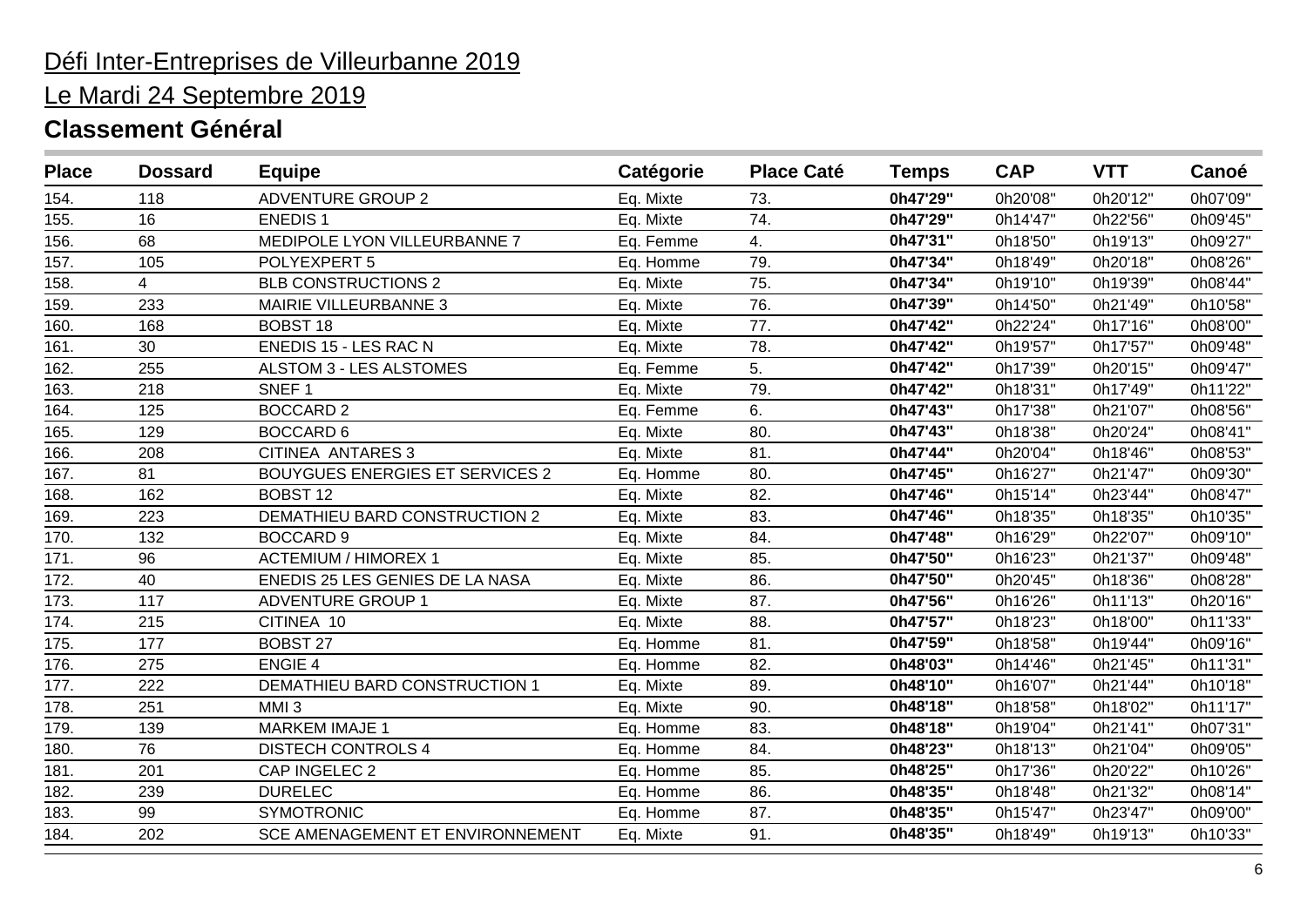# Défi Inter-Entreprises de Villeurbanne 2019

## Le Mardi 24 Septembre 2019

### Classement Général

| Place | Dossard | Equipe | Catégorie | Place Caté | Temps | CAP | VTT | Canoé |
|---|---|---|---|---|---|---|---|---|
| 154. | 118 | ADVENTURE GROUP 2 | Eq. Mixte | 73. | **0h47'29"** | 0h20'08" | 0h20'12" | 0h07'09" |
| 155. | 16 | ENEDIS 1 | Eq. Mixte | 74. | **0h47'29"** | 0h14'47" | 0h22'56" | 0h09'45" |
| 156. | 68 | MEDIPOLE LYON VILLEURBANNE 7 | Eq. Femme | 4. | **0h47'31"** | 0h18'50" | 0h19'13" | 0h09'27" |
| 157. | 105 | POLYEXPERT 5 | Eq. Homme | 79. | **0h47'34"** | 0h18'49" | 0h20'18" | 0h08'26" |
| 158. | 4 | BLB CONSTRUCTIONS 2 | Eq. Mixte | 75. | **0h47'34"** | 0h19'10" | 0h19'39" | 0h08'44" |
| 159. | 233 | MAIRIE VILLEURBANNE 3 | Eq. Mixte | 76. | **0h47'39"** | 0h14'50" | 0h21'49" | 0h10'58" |
| 160. | 168 | BOBST 18 | Eq. Mixte | 77. | **0h47'42"** | 0h22'24" | 0h17'16" | 0h08'00" |
| 161. | 30 | ENEDIS 15 - LES RAC N | Eq. Mixte | 78. | **0h47'42"** | 0h19'57" | 0h17'57" | 0h09'48" |
| 162. | 255 | ALSTOM 3 - LES ALSTOMES | Eq. Femme | 5. | **0h47'42"** | 0h17'39" | 0h20'15" | 0h09'47" |
| 163. | 218 | SNEF 1 | Eq. Mixte | 79. | **0h47'42"** | 0h18'31" | 0h17'49" | 0h11'22" |
| 164. | 125 | BOCCARD 2 | Eq. Femme | 6. | **0h47'43"** | 0h17'38" | 0h21'07" | 0h08'56" |
| 165. | 129 | BOCCARD 6 | Eq. Mixte | 80. | **0h47'43"** | 0h18'38" | 0h20'24" | 0h08'41" |
| 166. | 208 | CITINEA ANTARES 3 | Eq. Mixte | 81. | **0h47'44"** | 0h20'04" | 0h18'46" | 0h08'53" |
| 167. | 81 | BOUYGUES ENERGIES ET SERVICES 2 | Eq. Homme | 80. | **0h47'45"** | 0h16'27" | 0h21'47" | 0h09'30" |
| 168. | 162 | BOBST 12 | Eq. Mixte | 82. | **0h47'46"** | 0h15'14" | 0h23'44" | 0h08'47" |
| 169. | 223 | DEMATHIEU BARD CONSTRUCTION 2 | Eq. Mixte | 83. | **0h47'46"** | 0h18'35" | 0h18'35" | 0h10'35" |
| 170. | 132 | BOCCARD 9 | Eq. Mixte | 84. | **0h47'48"** | 0h16'29" | 0h22'07" | 0h09'10" |
| 171. | 96 | ACTEMIUM / HIMOREX 1 | Eq. Mixte | 85. | **0h47'50"** | 0h16'23" | 0h21'37" | 0h09'48" |
| 172. | 40 | ENEDIS 25 LES GENIES DE LA NASA | Eq. Mixte | 86. | **0h47'50"** | 0h20'45" | 0h18'36" | 0h08'28" |
| 173. | 117 | ADVENTURE GROUP 1 | Eq. Mixte | 87. | **0h47'56"** | 0h16'26" | 0h11'13" | 0h20'16" |
| 174. | 215 | CITINEA 10 | Eq. Mixte | 88. | **0h47'57"** | 0h18'23" | 0h18'00" | 0h11'33" |
| 175. | 177 | BOBST 27 | Eq. Homme | 81. | **0h47'59"** | 0h18'58" | 0h19'44" | 0h09'16" |
| 176. | 275 | ENGIE 4 | Eq. Homme | 82. | **0h48'03"** | 0h14'46" | 0h21'45" | 0h11'31" |
| 177. | 222 | DEMATHIEU BARD CONSTRUCTION 1 | Eq. Mixte | 89. | **0h48'10"** | 0h16'07" | 0h21'44" | 0h10'18" |
| 178. | 251 | MMI 3 | Eq. Mixte | 90. | **0h48'18"** | 0h18'58" | 0h18'02" | 0h11'17" |
| 179. | 139 | MARKEM IMAJE 1 | Eq. Homme | 83. | **0h48'18"** | 0h19'04" | 0h21'41" | 0h07'31" |
| 180. | 76 | DISTECH CONTROLS 4 | Eq. Homme | 84. | **0h48'23"** | 0h18'13" | 0h21'04" | 0h09'05" |
| 181. | 201 | CAP INGELEC 2 | Eq. Homme | 85. | **0h48'25"** | 0h17'36" | 0h20'22" | 0h10'26" |
| 182. | 239 | DURELEC | Eq. Homme | 86. | **0h48'35"** | 0h18'48" | 0h21'32" | 0h08'14" |
| 183. | 99 | SYMOTRONIC | Eq. Homme | 87. | **0h48'35"** | 0h15'47" | 0h23'47" | 0h09'00" |
| 184. | 202 | SCE AMENAGEMENT ET ENVIRONNEMENT | Eq. Mixte | 91. | **0h48'35"** | 0h18'49" | 0h19'13" | 0h10'33" |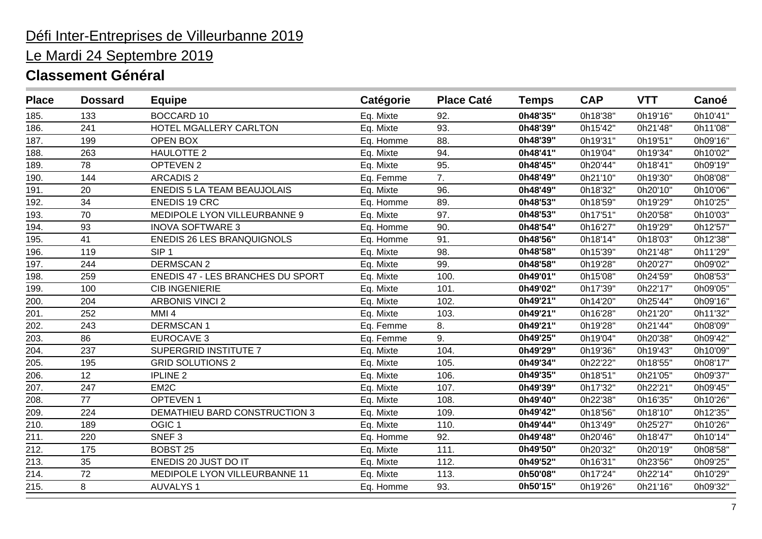Défi Inter-Entreprises de Villeurbanne 2019

Le Mardi 24 Septembre 2019

## Classement Général

| Place | Dossard | Equipe | Catégorie | Place Caté | Temps | CAP | VTT | Canoé |
|---|---|---|---|---|---|---|---|---|
| 185. | 133 | BOCCARD 10 | Eq. Mixte | 92. | **0h48'35"** | 0h18'38" | 0h19'16" | 0h10'41" |
| 186. | 241 | HOTEL MGALLERY CARLTON | Eq. Mixte | 93. | **0h48'39"** | 0h15'42" | 0h21'48" | 0h11'08" |
| 187. | 199 | OPEN BOX | Eq. Homme | 88. | **0h48'39"** | 0h19'31" | 0h19'51" | 0h09'16" |
| 188. | 263 | HAULOTTE 2 | Eq. Mixte | 94. | **0h48'41"** | 0h19'04" | 0h19'34" | 0h10'02" |
| 189. | 78 | OPTEVEN 2 | Eq. Mixte | 95. | **0h48'45"** | 0h20'44" | 0h18'41" | 0h09'19" |
| 190. | 144 | ARCADIS 2 | Eq. Femme | 7. | **0h48'49"** | 0h21'10" | 0h19'30" | 0h08'08" |
| 191. | 20 | ENEDIS 5 LA TEAM BEAUJOLAIS | Eq. Mixte | 96. | **0h48'49"** | 0h18'32" | 0h20'10" | 0h10'06" |
| 192. | 34 | ENEDIS 19 CRC | Eq. Homme | 89. | **0h48'53"** | 0h18'59" | 0h19'29" | 0h10'25" |
| 193. | 70 | MEDIPOLE LYON VILLEURBANNE 9 | Eq. Mixte | 97. | **0h48'53"** | 0h17'51" | 0h20'58" | 0h10'03" |
| 194. | 93 | INOVA SOFTWARE 3 | Eq. Homme | 90. | **0h48'54"** | 0h16'27" | 0h19'29" | 0h12'57" |
| 195. | 41 | ENEDIS 26 LES BRANQUIGNOLS | Eq. Homme | 91. | **0h48'56"** | 0h18'14" | 0h18'03" | 0h12'38" |
| 196. | 119 | SIP 1 | Eq. Mixte | 98. | **0h48'58"** | 0h15'39" | 0h21'48" | 0h11'29" |
| 197. | 244 | DERMSCAN 2 | Eq. Mixte | 99. | **0h48'58"** | 0h19'28" | 0h20'27" | 0h09'02" |
| 198. | 259 | ENEDIS 47 - LES BRANCHES DU SPORT | Eq. Mixte | 100. | **0h49'01"** | 0h15'08" | 0h24'59" | 0h08'53" |
| 199. | 100 | CIB INGENIERIE | Eq. Mixte | 101. | **0h49'02"** | 0h17'39" | 0h22'17" | 0h09'05" |
| 200. | 204 | ARBONIS VINCI 2 | Eq. Mixte | 102. | **0h49'21"** | 0h14'20" | 0h25'44" | 0h09'16" |
| 201. | 252 | MMI 4 | Eq. Mixte | 103. | **0h49'21"** | 0h16'28" | 0h21'20" | 0h11'32" |
| 202. | 243 | DERMSCAN 1 | Eq. Femme | 8. | **0h49'21"** | 0h19'28" | 0h21'44" | 0h08'09" |
| 203. | 86 | EUROCAVE 3 | Eq. Femme | 9. | **0h49'25"** | 0h19'04" | 0h20'38" | 0h09'42" |
| 204. | 237 | SUPERGRID INSTITUTE 7 | Eq. Mixte | 104. | **0h49'29"** | 0h19'36" | 0h19'43" | 0h10'09" |
| 205. | 195 | GRID SOLUTIONS 2 | Eq. Mixte | 105. | **0h49'34"** | 0h22'22" | 0h18'55" | 0h08'17" |
| 206. | 12 | IPLINE 2 | Eq. Mixte | 106. | **0h49'35"** | 0h18'51" | 0h21'05" | 0h09'37" |
| 207. | 247 | EM2C | Eq. Mixte | 107. | **0h49'39"** | 0h17'32" | 0h22'21" | 0h09'45" |
| 208. | 77 | OPTEVEN 1 | Eq. Mixte | 108. | **0h49'40"** | 0h22'38" | 0h16'35" | 0h10'26" |
| 209. | 224 | DEMATHIEU BARD CONSTRUCTION 3 | Eq. Mixte | 109. | **0h49'42"** | 0h18'56" | 0h18'10" | 0h12'35" |
| 210. | 189 | OGIC 1 | Eq. Mixte | 110. | **0h49'44"** | 0h13'49" | 0h25'27" | 0h10'26" |
| 211. | 220 | SNEF 3 | Eq. Homme | 92. | **0h49'48"** | 0h20'46" | 0h18'47" | 0h10'14" |
| 212. | 175 | BOBST 25 | Eq. Mixte | 111. | **0h49'50"** | 0h20'32" | 0h20'19" | 0h08'58" |
| 213. | 35 | ENEDIS 20 JUST DO IT | Eq. Mixte | 112. | **0h49'52"** | 0h16'31" | 0h23'56" | 0h09'25" |
| 214. | 72 | MEDIPOLE LYON VILLEURBANNE 11 | Eq. Mixte | 113. | **0h50'08"** | 0h17'24" | 0h22'14" | 0h10'29" |
| 215. | 8 | AUVALYS 1 | Eq. Homme | 93. | **0h50'15"** | 0h19'26" | 0h21'16" | 0h09'32" |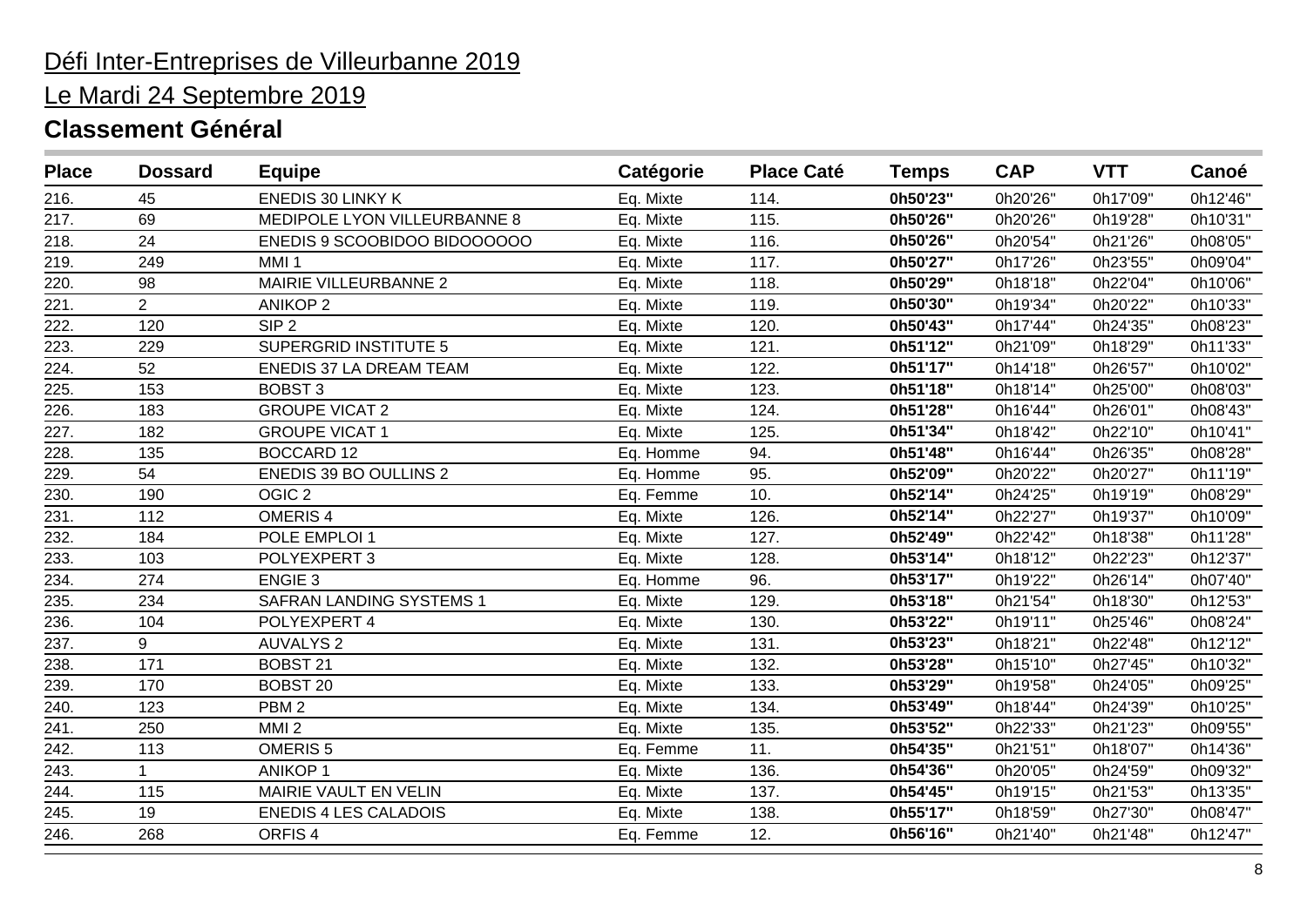Défi Inter-Entreprises de Villeurbanne 2019

Le Mardi 24 Septembre 2019

## Classement Général

| Place | Dossard | Equipe | Catégorie | Place Caté | Temps | CAP | VTT | Canoé |
|---|---|---|---|---|---|---|---|---|
| 216. | 45 | ENEDIS 30 LINKY K | Eq. Mixte | 114. | **0h50'23"** | 0h20'26" | 0h17'09" | 0h12'46" |
| 217. | 69 | MEDIPOLE LYON VILLEURBANNE 8 | Eq. Mixte | 115. | **0h50'26"** | 0h20'26" | 0h19'28" | 0h10'31" |
| 218. | 24 | ENEDIS 9 SCOOBIDOO BIDOOOOOO | Eq. Mixte | 116. | **0h50'26"** | 0h20'54" | 0h21'26" | 0h08'05" |
| 219. | 249 | MMI 1 | Eq. Mixte | 117. | **0h50'27"** | 0h17'26" | 0h23'55" | 0h09'04" |
| 220. | 98 | MAIRIE VILLEURBANNE 2 | Eq. Mixte | 118. | **0h50'29"** | 0h18'18" | 0h22'04" | 0h10'06" |
| 221. | 2 | ANIKOP 2 | Eq. Mixte | 119. | **0h50'30"** | 0h19'34" | 0h20'22" | 0h10'33" |
| 222. | 120 | SIP 2 | Eq. Mixte | 120. | **0h50'43"** | 0h17'44" | 0h24'35" | 0h08'23" |
| 223. | 229 | SUPERGRID INSTITUTE 5 | Eq. Mixte | 121. | **0h51'12"** | 0h21'09" | 0h18'29" | 0h11'33" |
| 224. | 52 | ENEDIS 37 LA DREAM TEAM | Eq. Mixte | 122. | **0h51'17"** | 0h14'18" | 0h26'57" | 0h10'02" |
| 225. | 153 | BOBST 3 | Eq. Mixte | 123. | **0h51'18"** | 0h18'14" | 0h25'00" | 0h08'03" |
| 226. | 183 | GROUPE VICAT 2 | Eq. Mixte | 124. | **0h51'28"** | 0h16'44" | 0h26'01" | 0h08'43" |
| 227. | 182 | GROUPE VICAT 1 | Eq. Mixte | 125. | **0h51'34"** | 0h18'42" | 0h22'10" | 0h10'41" |
| 228. | 135 | BOCCARD 12 | Eq. Homme | 94. | **0h51'48"** | 0h16'44" | 0h26'35" | 0h08'28" |
| 229. | 54 | ENEDIS 39 BO OULLINS 2 | Eq. Homme | 95. | **0h52'09"** | 0h20'22" | 0h20'27" | 0h11'19" |
| 230. | 190 | OGIC 2 | Eq. Femme | 10. | **0h52'14"** | 0h24'25" | 0h19'19" | 0h08'29" |
| 231. | 112 | OMERIS 4 | Eq. Mixte | 126. | **0h52'14"** | 0h22'27" | 0h19'37" | 0h10'09" |
| 232. | 184 | POLE EMPLOI 1 | Eq. Mixte | 127. | **0h52'49"** | 0h22'42" | 0h18'38" | 0h11'28" |
| 233. | 103 | POLYEXPERT 3 | Eq. Mixte | 128. | **0h53'14"** | 0h18'12" | 0h22'23" | 0h12'37" |
| 234. | 274 | ENGIE 3 | Eq. Homme | 96. | **0h53'17"** | 0h19'22" | 0h26'14" | 0h07'40" |
| 235. | 234 | SAFRAN LANDING SYSTEMS 1 | Eq. Mixte | 129. | **0h53'18"** | 0h21'54" | 0h18'30" | 0h12'53" |
| 236. | 104 | POLYEXPERT 4 | Eq. Mixte | 130. | **0h53'22"** | 0h19'11" | 0h25'46" | 0h08'24" |
| 237. | 9 | AUVALYS 2 | Eq. Mixte | 131. | **0h53'23"** | 0h18'21" | 0h22'48" | 0h12'12" |
| 238. | 171 | BOBST 21 | Eq. Mixte | 132. | **0h53'28"** | 0h15'10" | 0h27'45" | 0h10'32" |
| 239. | 170 | BOBST 20 | Eq. Mixte | 133. | **0h53'29"** | 0h19'58" | 0h24'05" | 0h09'25" |
| 240. | 123 | PBM 2 | Eq. Mixte | 134. | **0h53'49"** | 0h18'44" | 0h24'39" | 0h10'25" |
| 241. | 250 | MMI 2 | Eq. Mixte | 135. | **0h53'52"** | 0h22'33" | 0h21'23" | 0h09'55" |
| 242. | 113 | OMERIS 5 | Eq. Femme | 11. | **0h54'35"** | 0h21'51" | 0h18'07" | 0h14'36" |
| 243. | 1 | ANIKOP 1 | Eq. Mixte | 136. | **0h54'36"** | 0h20'05" | 0h24'59" | 0h09'32" |
| 244. | 115 | MAIRIE VAULT EN VELIN | Eq. Mixte | 137. | **0h54'45"** | 0h19'15" | 0h21'53" | 0h13'35" |
| 245. | 19 | ENEDIS 4 LES CALADOIS | Eq. Mixte | 138. | **0h55'17"** | 0h18'59" | 0h27'30" | 0h08'47" |
| 246. | 268 | ORFIS 4 | Eq. Femme | 12. | **0h56'16"** | 0h21'40" | 0h21'48" | 0h12'47" |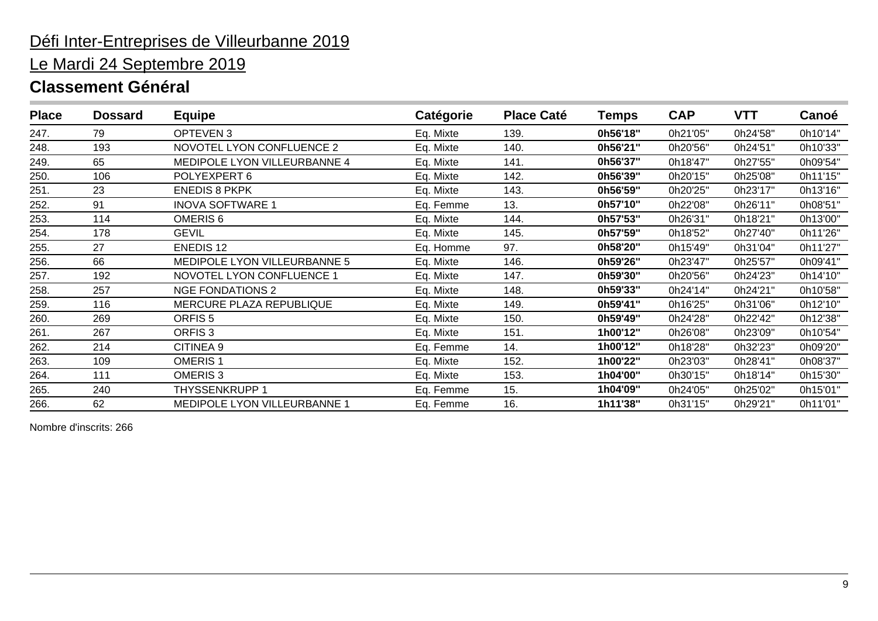Défi Inter-Entreprises de Villeurbanne 2019

Le Mardi 24 Septembre 2019

## Classement Général

| Place | Dossard | Equipe | Catégorie | Place Caté | Temps | CAP | VTT | Canoé |
|---|---|---|---|---|---|---|---|---|
| 247. | 79 | OPTEVEN 3 | Eq. Mixte | 139. | **0h56'18"** | 0h21'05" | 0h24'58" | 0h10'14" |
| 248. | 193 | NOVOTEL LYON CONFLUENCE 2 | Eq. Mixte | 140. | **0h56'21"** | 0h20'56" | 0h24'51" | 0h10'33" |
| 249. | 65 | MEDIPOLE LYON VILLEURBANNE 4 | Eq. Mixte | 141. | **0h56'37"** | 0h18'47" | 0h27'55" | 0h09'54" |
| 250. | 106 | POLYEXPERT 6 | Eq. Mixte | 142. | **0h56'39"** | 0h20'15" | 0h25'08" | 0h11'15" |
| 251. | 23 | ENEDIS 8 PKPK | Eq. Mixte | 143. | **0h56'59"** | 0h20'25" | 0h23'17" | 0h13'16" |
| 252. | 91 | INOVA SOFTWARE 1 | Eq. Femme | 13. | **0h57'10"** | 0h22'08" | 0h26'11" | 0h08'51" |
| 253. | 114 | OMERIS 6 | Eq. Mixte | 144. | **0h57'53"** | 0h26'31" | 0h18'21" | 0h13'00" |
| 254. | 178 | GEVIL | Eq. Mixte | 145. | **0h57'59"** | 0h18'52" | 0h27'40" | 0h11'26" |
| 255. | 27 | ENEDIS 12 | Eq. Homme | 97. | **0h58'20"** | 0h15'49" | 0h31'04" | 0h11'27" |
| 256. | 66 | MEDIPOLE LYON VILLEURBANNE 5 | Eq. Mixte | 146. | **0h59'26"** | 0h23'47" | 0h25'57" | 0h09'41" |
| 257. | 192 | NOVOTEL LYON CONFLUENCE 1 | Eq. Mixte | 147. | **0h59'30"** | 0h20'56" | 0h24'23" | 0h14'10" |
| 258. | 257 | NGE FONDATIONS 2 | Eq. Mixte | 148. | **0h59'33"** | 0h24'14" | 0h24'21" | 0h10'58" |
| 259. | 116 | MERCURE PLAZA REPUBLIQUE | Eq. Mixte | 149. | **0h59'41"** | 0h16'25" | 0h31'06" | 0h12'10" |
| 260. | 269 | ORFIS 5 | Eq. Mixte | 150. | **0h59'49"** | 0h24'28" | 0h22'42" | 0h12'38" |
| 261. | 267 | ORFIS 3 | Eq. Mixte | 151. | **1h00'12"** | 0h26'08" | 0h23'09" | 0h10'54" |
| 262. | 214 | CITINEA 9 | Eq. Femme | 14. | **1h00'12"** | 0h18'28" | 0h32'23" | 0h09'20" |
| 263. | 109 | OMERIS 1 | Eq. Mixte | 152. | **1h00'22"** | 0h23'03" | 0h28'41" | 0h08'37" |
| 264. | 111 | OMERIS 3 | Eq. Mixte | 153. | **1h04'00"** | 0h30'15" | 0h18'14" | 0h15'30" |
| 265. | 240 | THYSSENKRUPP 1 | Eq. Femme | 15. | **1h04'09"** | 0h24'05" | 0h25'02" | 0h15'01" |
| 266. | 62 | MEDIPOLE LYON VILLEURBANNE 1 | Eq. Femme | 16. | **1h11'38"** | 0h31'15" | 0h29'21" | 0h11'01" |

Nombre d'inscrits: 266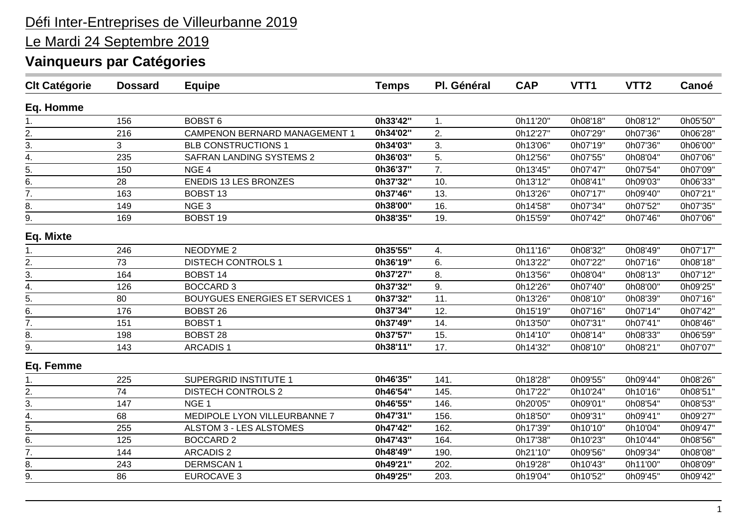Défi Inter-Entreprises de Villeurbanne 2019

Le Mardi 24 Septembre 2019

## Vainqueurs par Catégories

| Clt Catégorie | Dossard | Equipe | Temps | Pl. Général | CAP | VTT1 | VTT2 | Canoé |
|---|---|---|---|---|---|---|---|---|
| **Eq. Homme** | | | | | | | | |
| 1. | 156 | BOBST 6 | **0h33'42''** | 1. | 0h11'20'' | 0h08'18'' | 0h08'12'' | 0h05'50'' |
| 2. | 216 | CAMPENON BERNARD MANAGEMENT 1 | **0h34'02''** | 2. | 0h12'27'' | 0h07'29'' | 0h07'36'' | 0h06'28'' |
| 3. | 3 | BLB CONSTRUCTIONS 1 | **0h34'03''** | 3. | 0h13'06'' | 0h07'19'' | 0h07'36'' | 0h06'00'' |
| 4. | 235 | SAFRAN LANDING SYSTEMS 2 | **0h36'03''** | 5. | 0h12'56'' | 0h07'55'' | 0h08'04'' | 0h07'06'' |
| 5. | 150 | NGE 4 | **0h36'37''** | 7. | 0h13'45'' | 0h07'47'' | 0h07'54'' | 0h07'09'' |
| 6. | 28 | ENEDIS 13 LES BRONZES | **0h37'32''** | 10. | 0h13'12'' | 0h08'41'' | 0h09'03'' | 0h06'33'' |
| 7. | 163 | BOBST 13 | **0h37'46''** | 13. | 0h13'26'' | 0h07'17'' | 0h09'40'' | 0h07'21'' |
| 8. | 149 | NGE 3 | **0h38'00''** | 16. | 0h14'58'' | 0h07'34'' | 0h07'52'' | 0h07'35'' |
| 9. | 169 | BOBST 19 | **0h38'35''** | 19. | 0h15'59'' | 0h07'42'' | 0h07'46'' | 0h07'06'' |
| **Eq. Mixte** | | | | | | | | |
| 1. | 246 | NEODYME 2 | **0h35'55''** | 4. | 0h11'16'' | 0h08'32'' | 0h08'49'' | 0h07'17'' |
| 2. | 73 | DISTECH CONTROLS 1 | **0h36'19''** | 6. | 0h13'22'' | 0h07'22'' | 0h07'16'' | 0h08'18'' |
| 3. | 164 | BOBST 14 | **0h37'27''** | 8. | 0h13'56'' | 0h08'04'' | 0h08'13'' | 0h07'12'' |
| 4. | 126 | BOCCARD 3 | **0h37'32''** | 9. | 0h12'26'' | 0h07'40'' | 0h08'00'' | 0h09'25'' |
| 5. | 80 | BOUYGUES ENERGIES ET SERVICES 1 | **0h37'32''** | 11. | 0h13'26'' | 0h08'10'' | 0h08'39'' | 0h07'16'' |
| 6. | 176 | BOBST 26 | **0h37'34''** | 12. | 0h15'19'' | 0h07'16'' | 0h07'14'' | 0h07'42'' |
| 7. | 151 | BOBST 1 | **0h37'49''** | 14. | 0h13'50'' | 0h07'31'' | 0h07'41'' | 0h08'46'' |
| 8. | 198 | BOBST 28 | **0h37'57''** | 15. | 0h14'10'' | 0h08'14'' | 0h08'33'' | 0h06'59'' |
| 9. | 143 | ARCADIS 1 | **0h38'11''** | 17. | 0h14'32'' | 0h08'10'' | 0h08'21'' | 0h07'07'' |
| **Eq. Femme** | | | | | | | | |
| 1. | 225 | SUPERGRID INSTITUTE 1 | **0h46'35''** | 141. | 0h18'28'' | 0h09'55'' | 0h09'44'' | 0h08'26'' |
| 2. | 74 | DISTECH CONTROLS 2 | **0h46'54''** | 145. | 0h17'22'' | 0h10'24'' | 0h10'16'' | 0h08'51'' |
| 3. | 147 | NGE 1 | **0h46'55''** | 146. | 0h20'05'' | 0h09'01'' | 0h08'54'' | 0h08'53'' |
| 4. | 68 | MEDIPOLE LYON VILLEURBANNE 7 | **0h47'31''** | 156. | 0h18'50'' | 0h09'31'' | 0h09'41'' | 0h09'27'' |
| 5. | 255 | ALSTOM 3 - LES ALSTOMES | **0h47'42''** | 162. | 0h17'39'' | 0h10'10'' | 0h10'04'' | 0h09'47'' |
| 6. | 125 | BOCCARD 2 | **0h47'43''** | 164. | 0h17'38'' | 0h10'23'' | 0h10'44'' | 0h08'56'' |
| 7. | 144 | ARCADIS 2 | **0h48'49''** | 190. | 0h21'10'' | 0h09'56'' | 0h09'34'' | 0h08'08'' |
| 8. | 243 | DERMSCAN 1 | **0h49'21''** | 202. | 0h19'28'' | 0h10'43'' | 0h11'00'' | 0h08'09'' |
| 9. | 86 | EUROCAVE 3 | **0h49'25''** | 203. | 0h19'04'' | 0h10'52'' | 0h09'45'' | 0h09'42'' |